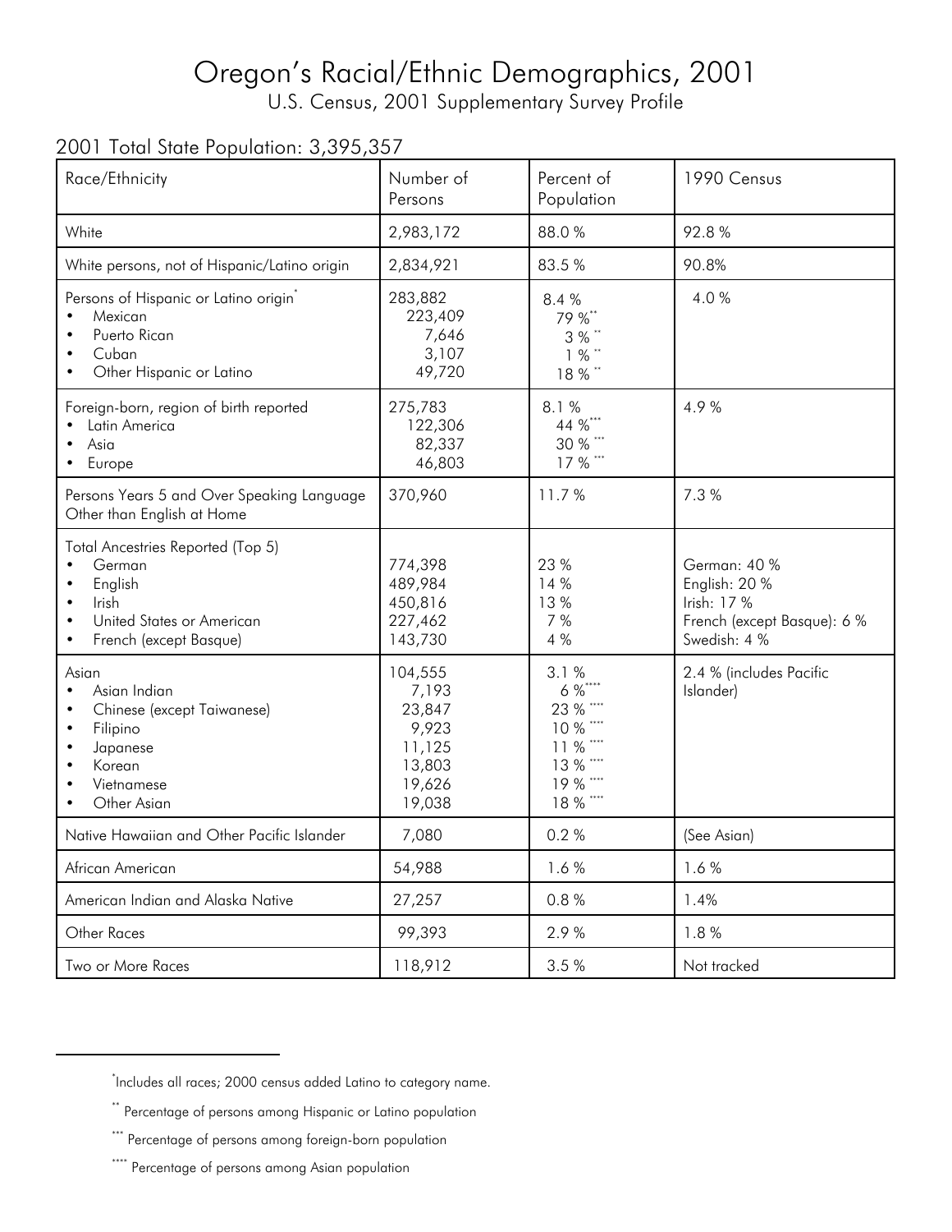# Oregon's Racial/Ethnic Demographics, 2001

U.S. Census, 2001 Supplementary Survey Profile

2001 Total State Population: 3,395,357

| Race/Ethnicity | Number of Persons | Percent of Population | 1990 Census |
|---|---|---|---|
| White | 2,983,172 | 88.0 % | 92.8 % |
| White persons, not of Hispanic/Latino origin | 2,834,921 | 83.5 % | 90.8% |
| Persons of Hispanic or Latino origin* | 283,882 | 8.4 % | 4.0 % |
| • Mexican | 223,409 | 79 %** | |
| • Puerto Rican | 7,646 | 3 %** | |
| • Cuban | 3,107 | 1 %** | |
| • Other Hispanic or Latino | 49,720 | 18 %** | |
| Foreign-born, region of birth reported | 275,783 | 8.1 % | 4.9 % |
| • Latin America | 122,306 | 44 %*** | |
| • Asia | 82,337 | 30 %*** | |
| • Europe | 46,803 | 17 %*** | |
| Persons Years 5 and Over Speaking Language Other than English at Home | 370,960 | 11.7 % | 7.3 % |
| Total Ancestries Reported (Top 5) | | | |
| • German | 774,398 | 23 % | German: 40 % |
| • English | 489,984 | 14 % | English: 20 % |
| • Irish | 450,816 | 13 % | Irish: 17 % |
| • United States or American | 227,462 | 7 % | French (except Basque): 6 % |
| • French (except Basque) | 143,730 | 4 % | Swedish: 4 % |
| Asian | 104,555 | 3.1 % | 2.4 % (includes Pacific Islander) |
| • Asian Indian | 7,193 | 6 %**** | |
| • Chinese (except Taiwanese) | 23,847 | 23 %**** | |
| • Filipino | 9,923 | 10 %**** | |
| • Japanese | 11,125 | 11 %**** | |
| • Korean | 13,803 | 13 %**** | |
| • Vietnamese | 19,626 | 19 %**** | |
| • Other Asian | 19,038 | 18 %**** | |
| Native Hawaiian and Other Pacific Islander | 7,080 | 0.2 % | (See Asian) |
| African American | 54,988 | 1.6 % | 1.6 % |
| American Indian and Alaska Native | 27,257 | 0.8 % | 1.4% |
| Other Races | 99,393 | 2.9 % | 1.8 % |
| Two or More Races | 118,912 | 3.5 % | Not tracked |

---

* Includes all races; 2000 census added Latino to category name.

** Percentage of persons among Hispanic or Latino population

*** Percentage of persons among foreign-born population

**** Percentage of persons among Asian population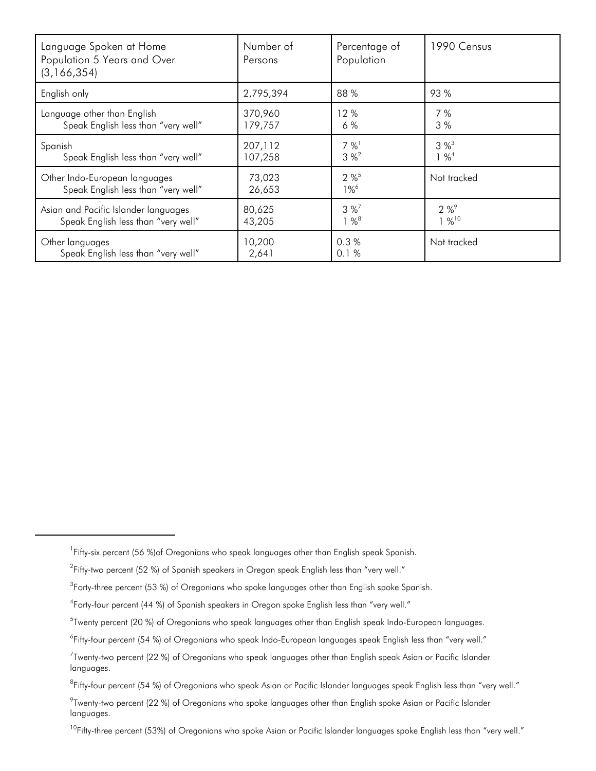| Language Spoken at Home Population 5 Years and Over (3,166,354) | Number of Persons | Percentage of Population | 1990 Census |
|---|---|---|---|
| English only | 2,795,394 | 88 % | 93 % |
| Language other than English<br>Speak English less than "very well" | 370,960<br>179,757 | 12 %<br>6 % | 7 %<br>3 % |
| Spanish<br>Speak English less than "very well" | 207,112<br>107,258 | 7 %[1]<br>3 %[2] | 3 %[3]<br>1 %[4] |
| Other Indo-European languages<br>Speak English less than "very well" | 73,023<br>26,653 | 2 %[5]<br>1%[6] | Not tracked |
| Asian and Pacific Islander languages<br>Speak English less than "very well" | 80,625<br>43,205 | 3 %[7]<br>1 %[8] | 2 %[9]<br>1 %[10] |
| Other languages<br>Speak English less than "very well" | 10,200<br>2,641 | 0.3 %<br>0.1 % | Not tracked |

[1] Fifty-six percent (56 %)of Oregonians who speak languages other than English speak Spanish.

[2] Fifty-two percent (52 %) of Spanish speakers in Oregon speak English less than "very well."

[3] Forty-three percent (53 %) of Oregonians who spoke languages other than English spoke Spanish.

[4] Forty-four percent (44 %) of Spanish speakers in Oregon spoke English less than "very well."

[5] Twenty percent (20 %) of Oregonians who speak languages other than English speak Indo-European languages.

[6] Fifty-four percent (54 %) of Oregonians who speak Indo-European languages speak English less than "very well."

[7] Twenty-two percent (22 %) of Oregonians who speak languages other than English speak Asian or Pacific Islander languages.

[8] Fifty-four percent (54 %) of Oregonians who speak Asian or Pacific Islander languages speak English less than "very well."

[9] Twenty-two percent (22 %) of Oregonians who spoke languages other than English spoke Asian or Pacific Islander languages.

[10] Fifty-three percent (53%) of Oregonians who spoke Asian or Pacific Islander languages spoke English less than "very well."